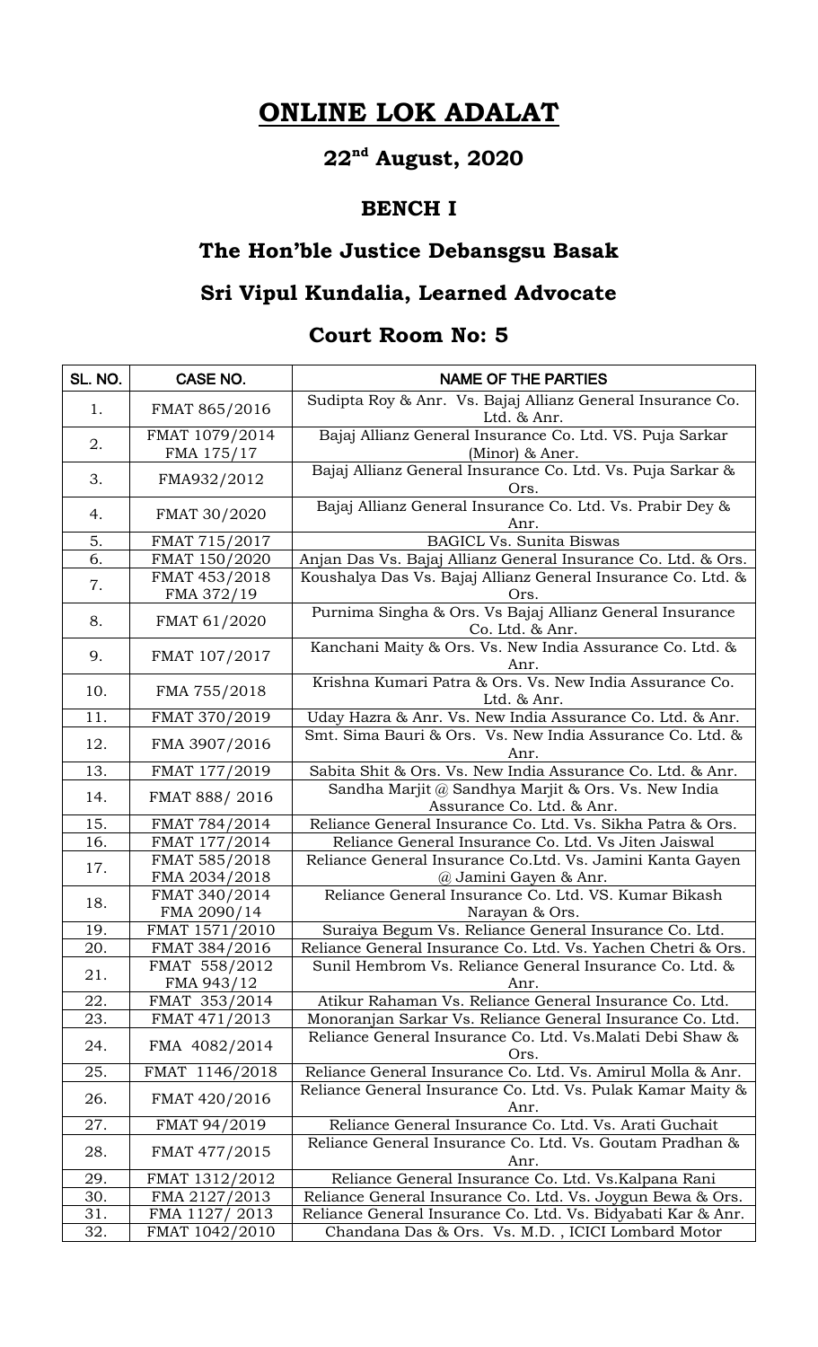# ONLINE LOK ADALAT

## 22nd August, 2020

### BENCH I

### The Hon'ble Justice Debansgsu Basak

### Sri Vipul Kundalia, Learned Advocate

### Court Room No: 5

| SL. NO. | CASE NO. | NAME OF THE PARTIES |
|---|---|---|
| 1. | FMAT 865/2016 | Sudipta Roy & Anr. Vs. Bajaj Allianz General Insurance Co. Ltd. & Anr. |
| 2. | FMAT 1079/2014 FMA 175/17 | Bajaj Allianz General Insurance Co. Ltd. VS. Puja Sarkar (Minor) & Aner. |
| 3. | FMA932/2012 | Bajaj Allianz General Insurance Co. Ltd. Vs. Puja Sarkar & Ors. |
| 4. | FMAT 30/2020 | Bajaj Allianz General Insurance Co. Ltd. Vs. Prabir Dey & Anr. |
| 5. | FMAT 715/2017 | BAGICL Vs. Sunita Biswas |
| 6. | FMAT 150/2020 | Anjan Das Vs. Bajaj Allianz General Insurance Co. Ltd. & Ors. |
| 7. | FMAT 453/2018 FMA 372/19 | Koushalya Das Vs. Bajaj Allianz General Insurance Co. Ltd. & Ors. |
| 8. | FMAT 61/2020 | Purnima Singha & Ors. Vs Bajaj Allianz General Insurance Co. Ltd. & Anr. |
| 9. | FMAT 107/2017 | Kanchani Maity & Ors. Vs. New India Assurance Co. Ltd. & Anr. |
| 10. | FMA 755/2018 | Krishna Kumari Patra & Ors. Vs. New India Assurance Co. Ltd. & Anr. |
| 11. | FMAT 370/2019 | Uday Hazra & Anr. Vs. New India Assurance Co. Ltd. & Anr. |
| 12. | FMA 3907/2016 | Smt. Sima Bauri & Ors. Vs. New India Assurance Co. Ltd. & Anr. |
| 13. | FMAT 177/2019 | Sabita Shit & Ors. Vs. New India Assurance Co. Ltd. & Anr. |
| 14. | FMAT 888/ 2016 | Sandha Marjit @ Sandhya Marjit & Ors. Vs. New India Assurance Co. Ltd. & Anr. |
| 15. | FMAT 784/2014 | Reliance General Insurance Co. Ltd. Vs. Sikha Patra & Ors. |
| 16. | FMAT 177/2014 | Reliance General Insurance Co. Ltd. Vs Jiten Jaiswal |
| 17. | FMAT 585/2018 FMA 2034/2018 | Reliance General Insurance Co.Ltd. Vs. Jamini Kanta Gayen @ Jamini Gayen & Anr. |
| 18. | FMAT 340/2014 FMA 2090/14 | Reliance General Insurance Co. Ltd. VS. Kumar Bikash Narayan & Ors. |
| 19. | FMAT 1571/2010 | Suraiya Begum Vs. Reliance General Insurance Co. Ltd. |
| 20. | FMAT 384/2016 | Reliance General Insurance Co. Ltd. Vs. Yachen Chetri & Ors. |
| 21. | FMAT 558/2012 FMA 943/12 | Sunil Hembrom Vs. Reliance General Insurance Co. Ltd. & Anr. |
| 22. | FMAT 353/2014 | Atikur Rahaman Vs. Reliance General Insurance Co. Ltd. |
| 23. | FMAT 471/2013 | Monoranjan Sarkar Vs. Reliance General Insurance Co. Ltd. |
| 24. | FMA 4082/2014 | Reliance General Insurance Co. Ltd. Vs.Malati Debi Shaw & Ors. |
| 25. | FMAT 1146/2018 | Reliance General Insurance Co. Ltd. Vs. Amirul Molla & Anr. |
| 26. | FMAT 420/2016 | Reliance General Insurance Co. Ltd. Vs. Pulak Kamar Maity & Anr. |
| 27. | FMAT 94/2019 | Reliance General Insurance Co. Ltd. Vs. Arati Guchait |
| 28. | FMAT 477/2015 | Reliance General Insurance Co. Ltd. Vs. Goutam Pradhan & Anr. |
| 29. | FMAT 1312/2012 | Reliance General Insurance Co. Ltd. Vs.Kalpana Rani |
| 30. | FMA 2127/2013 | Reliance General Insurance Co. Ltd. Vs. Joygun Bewa & Ors. |
| 31. | FMA 1127/ 2013 | Reliance General Insurance Co. Ltd. Vs. Bidyabati Kar & Anr. |
| 32. | FMAT 1042/2010 | Chandana Das & Ors. Vs. M.D. , ICICI Lombard Motor |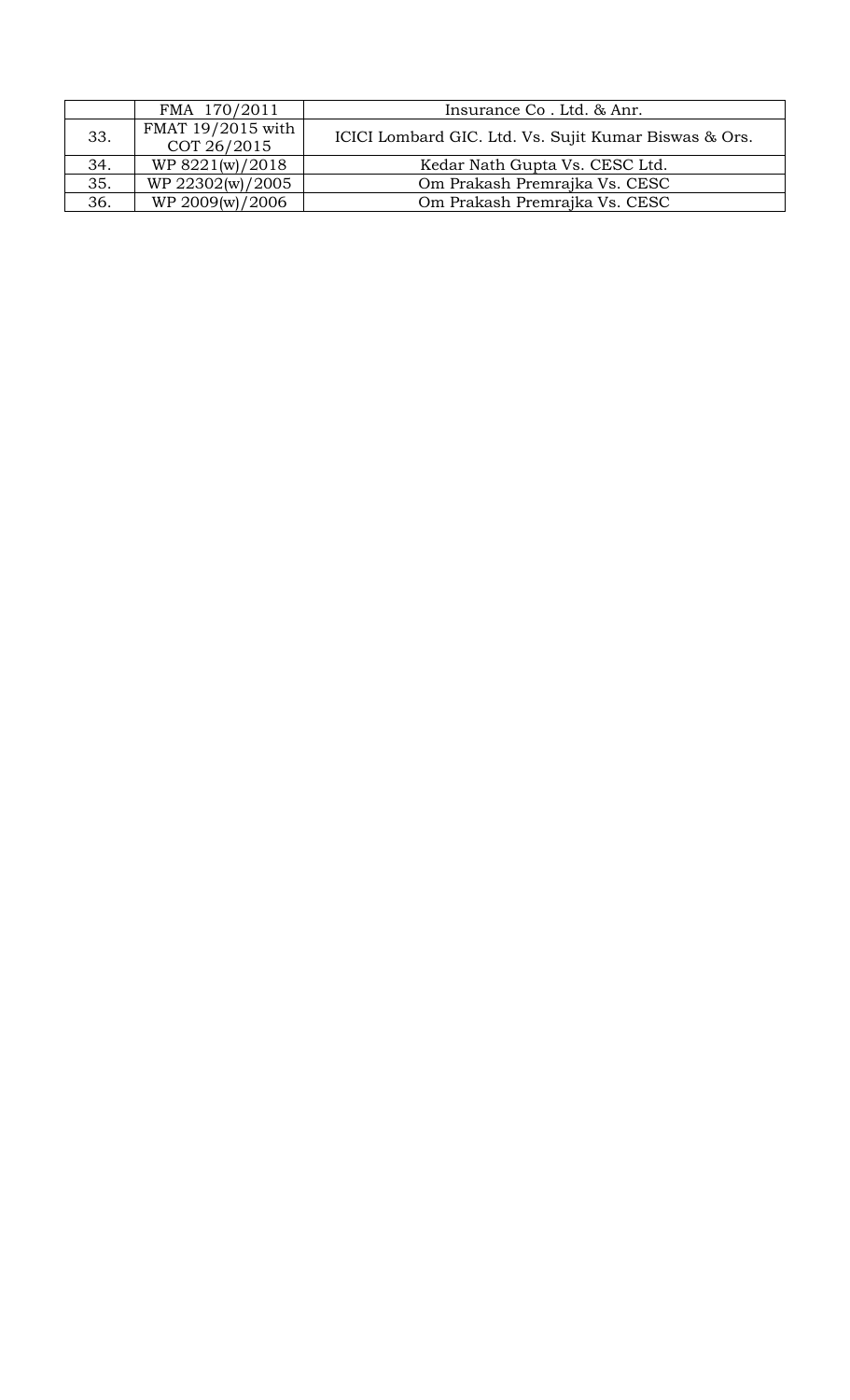| | | |
|---|---|---|
| | FMA 170/2011 | Insurance Co . Ltd. & Anr. |
| 33. | FMAT 19/2015 with COT 26/2015 | ICICI Lombard GIC. Ltd. Vs. Sujit Kumar Biswas & Ors. |
| 34. | WP 8221(w)/2018 | Kedar Nath Gupta Vs. CESC Ltd. |
| 35. | WP 22302(w)/2005 | Om Prakash Premrajka Vs. CESC |
| 36. | WP 2009(w)/2006 | Om Prakash Premrajka Vs. CESC |